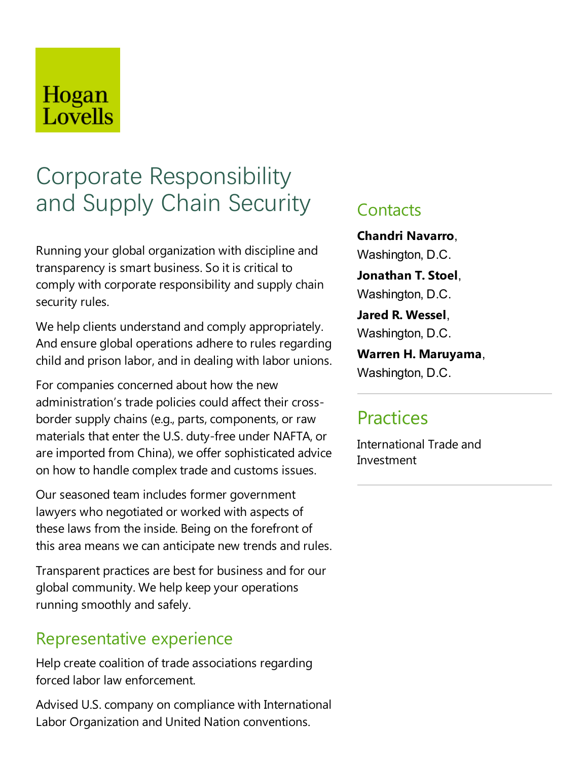Hogan Lovells

# Corporate Responsibility and Supply Chain Security

Running your global organization with discipline and transparency is smart business. So it is critical to comply with corporate responsibility and supply chain security rules.

We help clients understand and comply appropriately. And ensure global operations adhere to rules regarding child and prison labor, and in dealing with labor unions.

For companies concerned about how the new administration's trade policies could affect their cross-border supply chains (e.g., parts, components, or raw materials that enter the U.S. duty-free under NAFTA, or are imported from China), we offer sophisticated advice on how to handle complex trade and customs issues.

Our seasoned team includes former government lawyers who negotiated or worked with aspects of these laws from the inside. Being on the forefront of this area means we can anticipate new trends and rules.

Transparent practices are best for business and for our global community. We help keep your operations running smoothly and safely.

## Representative experience

Help create coalition of trade associations regarding forced labor law enforcement.

Advised U.S. company on compliance with International Labor Organization and United Nation conventions.

## Contacts

**Chandri Navarro**, Washington, D.C.

**Jonathan T. Stoel**, Washington, D.C.

**Jared R. Wessel**, Washington, D.C.

**Warren H. Maruyama**, Washington, D.C.

## Practices

International Trade and Investment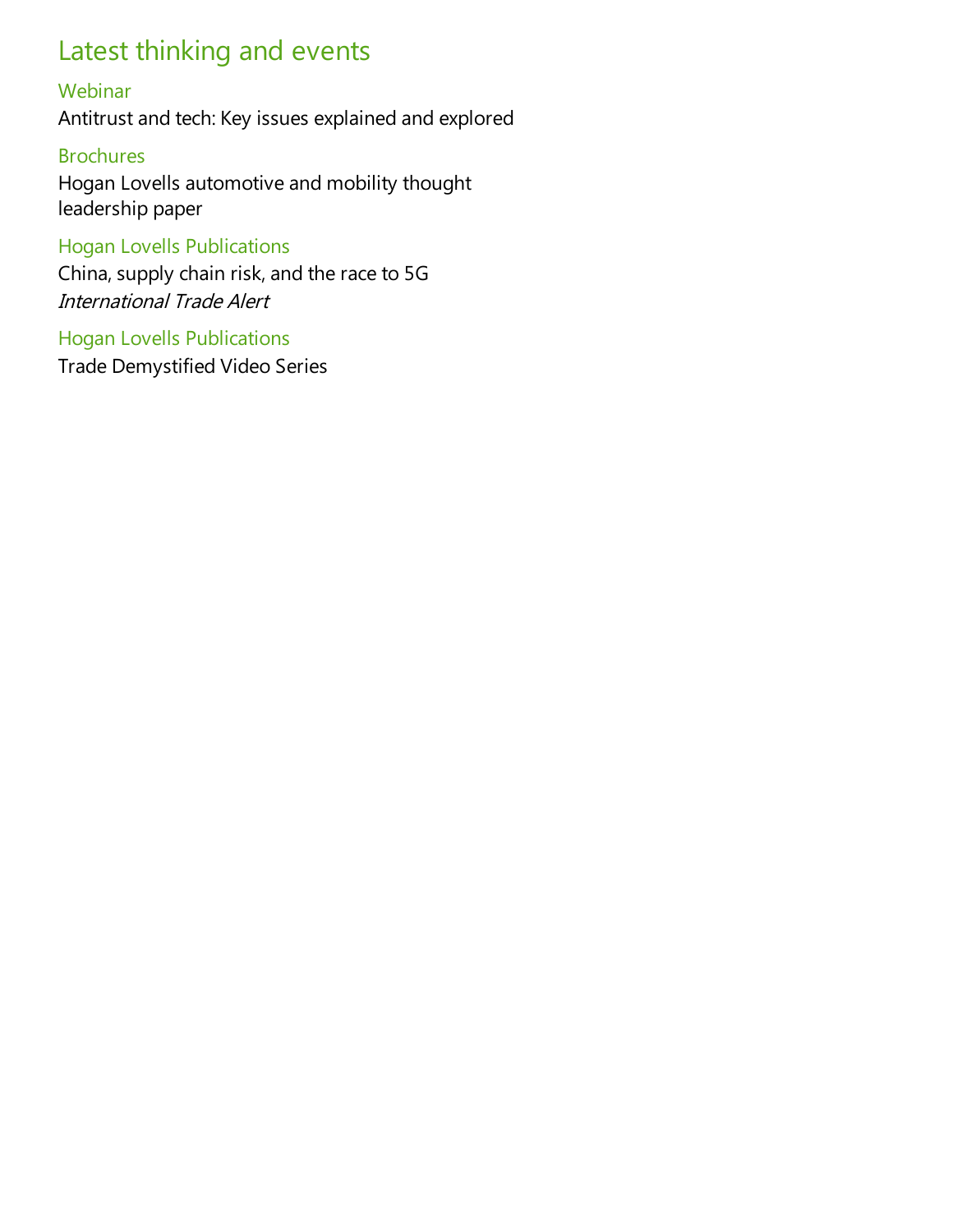## Latest thinking and events

### Webinar

Antitrust and tech: Key issues explained and explored

### Brochures

Hogan Lovells automotive and mobility thought leadership paper

### Hogan Lovells Publications

China, supply chain risk, and the race to 5G

*International Trade Alert*

### Hogan Lovells Publications

Trade Demystified Video Series